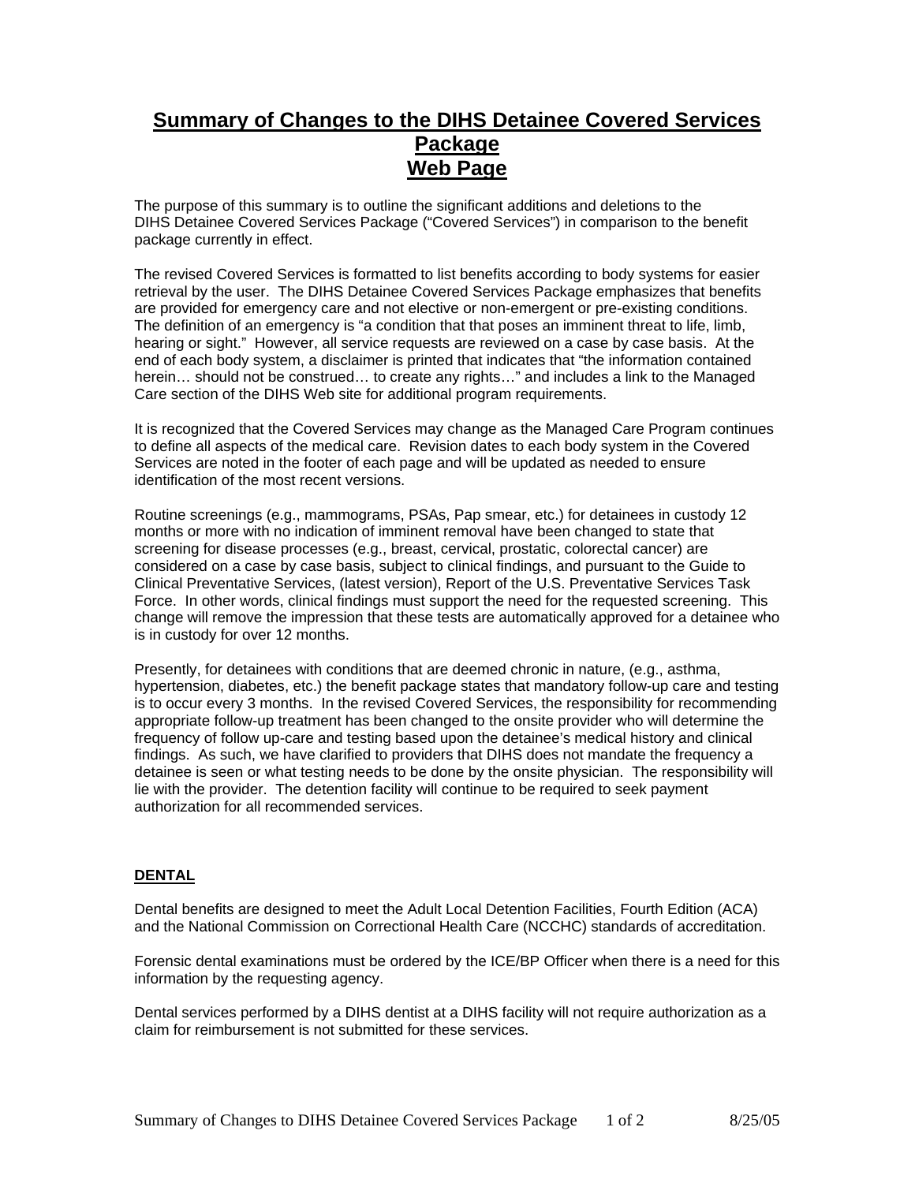# Summary of Changes to the DIHS Detainee Covered Services Package
# Web Page

The purpose of this summary is to outline the significant additions and deletions to the DIHS Detainee Covered Services Package ("Covered Services") in comparison to the benefit package currently in effect.

The revised Covered Services is formatted to list benefits according to body systems for easier retrieval by the user. The DIHS Detainee Covered Services Package emphasizes that benefits are provided for emergency care and not elective or non-emergent or pre-existing conditions. The definition of an emergency is "a condition that that poses an imminent threat to life, limb, hearing or sight." However, all service requests are reviewed on a case by case basis. At the end of each body system, a disclaimer is printed that indicates that "the information contained herein… should not be construed… to create any rights…" and includes a link to the Managed Care section of the DIHS Web site for additional program requirements.

It is recognized that the Covered Services may change as the Managed Care Program continues to define all aspects of the medical care. Revision dates to each body system in the Covered Services are noted in the footer of each page and will be updated as needed to ensure identification of the most recent versions.

Routine screenings (e.g., mammograms, PSAs, Pap smear, etc.) for detainees in custody 12 months or more with no indication of imminent removal have been changed to state that screening for disease processes (e.g., breast, cervical, prostatic, colorectal cancer) are considered on a case by case basis, subject to clinical findings, and pursuant to the Guide to Clinical Preventative Services, (latest version), Report of the U.S. Preventative Services Task Force. In other words, clinical findings must support the need for the requested screening. This change will remove the impression that these tests are automatically approved for a detainee who is in custody for over 12 months.

Presently, for detainees with conditions that are deemed chronic in nature, (e.g., asthma, hypertension, diabetes, etc.) the benefit package states that mandatory follow-up care and testing is to occur every 3 months. In the revised Covered Services, the responsibility for recommending appropriate follow-up treatment has been changed to the onsite provider who will determine the frequency of follow up-care and testing based upon the detainee's medical history and clinical findings. As such, we have clarified to providers that DIHS does not mandate the frequency a detainee is seen or what testing needs to be done by the onsite physician. The responsibility will lie with the provider. The detention facility will continue to be required to seek payment authorization for all recommended services.

## DENTAL

Dental benefits are designed to meet the Adult Local Detention Facilities, Fourth Edition (ACA) and the National Commission on Correctional Health Care (NCCHC) standards of accreditation.

Forensic dental examinations must be ordered by the ICE/BP Officer when there is a need for this information by the requesting agency.

Dental services performed by a DIHS dentist at a DIHS facility will not require authorization as a claim for reimbursement is not submitted for these services.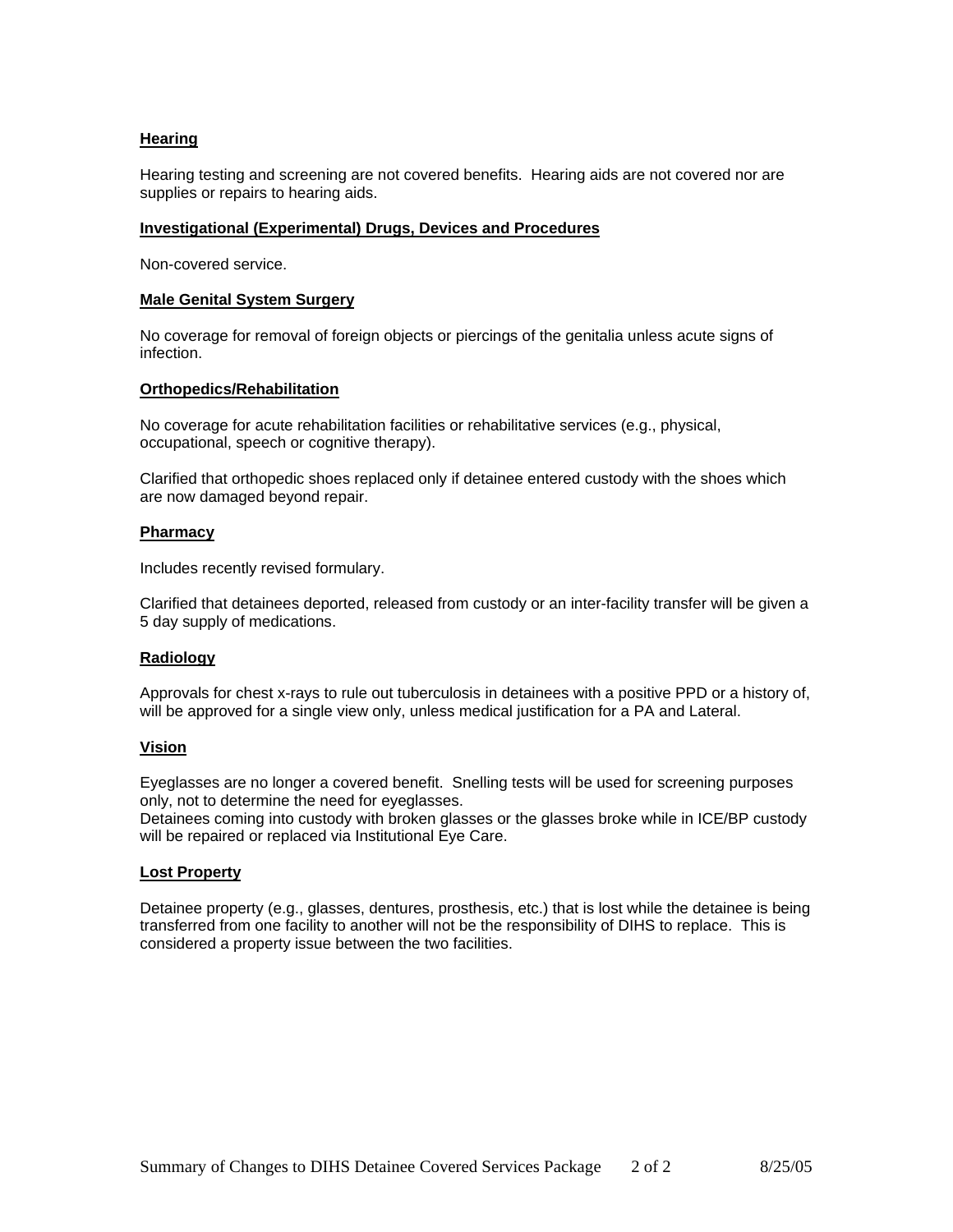**Hearing**

Hearing testing and screening are not covered benefits. Hearing aids are not covered nor are supplies or repairs to hearing aids.

**Investigational (Experimental) Drugs, Devices and Procedures**

Non-covered service.

**Male Genital System Surgery**

No coverage for removal of foreign objects or piercings of the genitalia unless acute signs of infection.

**Orthopedics/Rehabilitation**

No coverage for acute rehabilitation facilities or rehabilitative services (e.g., physical, occupational, speech or cognitive therapy).

Clarified that orthopedic shoes replaced only if detainee entered custody with the shoes which are now damaged beyond repair.

**Pharmacy**

Includes recently revised formulary.

Clarified that detainees deported, released from custody or an inter-facility transfer will be given a 5 day supply of medications.

**Radiology**

Approvals for chest x-rays to rule out tuberculosis in detainees with a positive PPD or a history of, will be approved for a single view only, unless medical justification for a PA and Lateral.

**Vision**

Eyeglasses are no longer a covered benefit. Snelling tests will be used for screening purposes only, not to determine the need for eyeglasses.
Detainees coming into custody with broken glasses or the glasses broke while in ICE/BP custody will be repaired or replaced via Institutional Eye Care.

**Lost Property**

Detainee property (e.g., glasses, dentures, prosthesis, etc.) that is lost while the detainee is being transferred from one facility to another will not be the responsibility of DIHS to replace. This is considered a property issue between the two facilities.